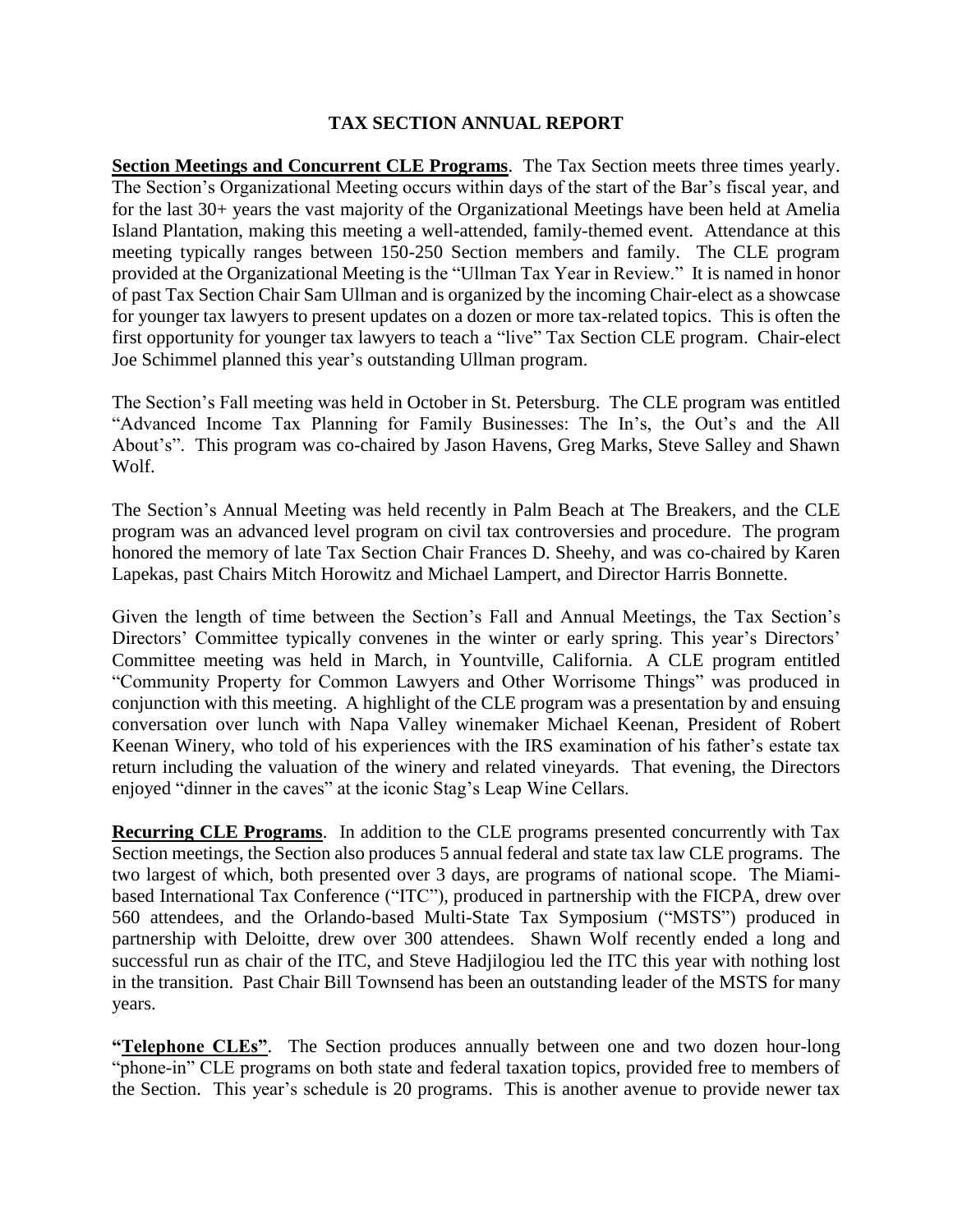# TAX SECTION ANNUAL REPORT

**Section Meetings and Concurrent CLE Programs**. The Tax Section meets three times yearly. The Section's Organizational Meeting occurs within days of the start of the Bar's fiscal year, and for the last 30+ years the vast majority of the Organizational Meetings have been held at Amelia Island Plantation, making this meeting a well-attended, family-themed event. Attendance at this meeting typically ranges between 150-250 Section members and family. The CLE program provided at the Organizational Meeting is the "Ullman Tax Year in Review." It is named in honor of past Tax Section Chair Sam Ullman and is organized by the incoming Chair-elect as a showcase for younger tax lawyers to present updates on a dozen or more tax-related topics. This is often the first opportunity for younger tax lawyers to teach a "live" Tax Section CLE program. Chair-elect Joe Schimmel planned this year's outstanding Ullman program.

The Section's Fall meeting was held in October in St. Petersburg. The CLE program was entitled "Advanced Income Tax Planning for Family Businesses: The In's, the Out's and the All About's". This program was co-chaired by Jason Havens, Greg Marks, Steve Salley and Shawn Wolf.

The Section's Annual Meeting was held recently in Palm Beach at The Breakers, and the CLE program was an advanced level program on civil tax controversies and procedure. The program honored the memory of late Tax Section Chair Frances D. Sheehy, and was co-chaired by Karen Lapekas, past Chairs Mitch Horowitz and Michael Lampert, and Director Harris Bonnette.

Given the length of time between the Section's Fall and Annual Meetings, the Tax Section's Directors' Committee typically convenes in the winter or early spring. This year's Directors' Committee meeting was held in March, in Yountville, California. A CLE program entitled "Community Property for Common Lawyers and Other Worrisome Things" was produced in conjunction with this meeting. A highlight of the CLE program was a presentation by and ensuing conversation over lunch with Napa Valley winemaker Michael Keenan, President of Robert Keenan Winery, who told of his experiences with the IRS examination of his father's estate tax return including the valuation of the winery and related vineyards. That evening, the Directors enjoyed "dinner in the caves" at the iconic Stag's Leap Wine Cellars.

**Recurring CLE Programs**. In addition to the CLE programs presented concurrently with Tax Section meetings, the Section also produces 5 annual federal and state tax law CLE programs. The two largest of which, both presented over 3 days, are programs of national scope. The Miami-based International Tax Conference ("ITC"), produced in partnership with the FICPA, drew over 560 attendees, and the Orlando-based Multi-State Tax Symposium ("MSTS") produced in partnership with Deloitte, drew over 300 attendees. Shawn Wolf recently ended a long and successful run as chair of the ITC, and Steve Hadjilogiou led the ITC this year with nothing lost in the transition. Past Chair Bill Townsend has been an outstanding leader of the MSTS for many years.

**"Telephone CLEs"**. The Section produces annually between one and two dozen hour-long "phone-in" CLE programs on both state and federal taxation topics, provided free to members of the Section. This year's schedule is 20 programs. This is another avenue to provide newer tax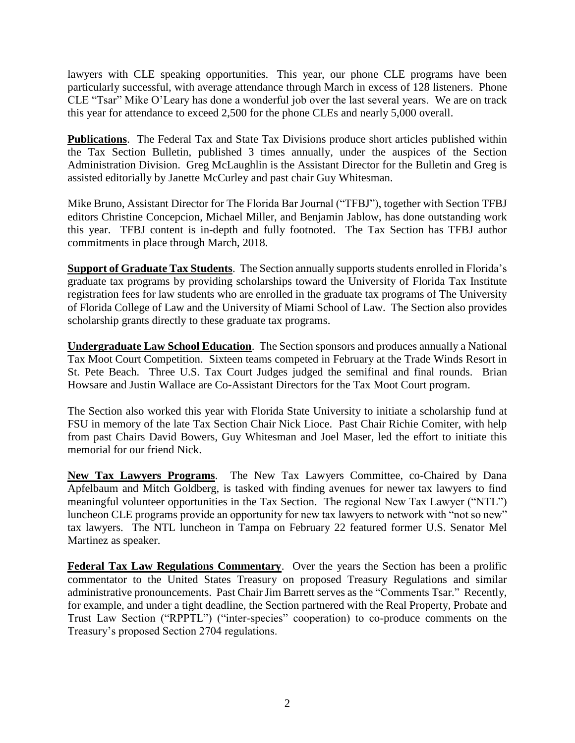lawyers with CLE speaking opportunities. This year, our phone CLE programs have been particularly successful, with average attendance through March in excess of 128 listeners. Phone CLE "Tsar" Mike O'Leary has done a wonderful job over the last several years. We are on track this year for attendance to exceed 2,500 for the phone CLEs and nearly 5,000 overall.

**Publications**. The Federal Tax and State Tax Divisions produce short articles published within the Tax Section Bulletin, published 3 times annually, under the auspices of the Section Administration Division. Greg McLaughlin is the Assistant Director for the Bulletin and Greg is assisted editorially by Janette McCurley and past chair Guy Whitesman.

Mike Bruno, Assistant Director for The Florida Bar Journal ("TFBJ"), together with Section TFBJ editors Christine Concepcion, Michael Miller, and Benjamin Jablow, has done outstanding work this year. TFBJ content is in-depth and fully footnoted. The Tax Section has TFBJ author commitments in place through March, 2018.

**Support of Graduate Tax Students**. The Section annually supports students enrolled in Florida's graduate tax programs by providing scholarships toward the University of Florida Tax Institute registration fees for law students who are enrolled in the graduate tax programs of The University of Florida College of Law and the University of Miami School of Law. The Section also provides scholarship grants directly to these graduate tax programs.

**Undergraduate Law School Education**. The Section sponsors and produces annually a National Tax Moot Court Competition. Sixteen teams competed in February at the Trade Winds Resort in St. Pete Beach. Three U.S. Tax Court Judges judged the semifinal and final rounds. Brian Howsare and Justin Wallace are Co-Assistant Directors for the Tax Moot Court program.

The Section also worked this year with Florida State University to initiate a scholarship fund at FSU in memory of the late Tax Section Chair Nick Lioce. Past Chair Richie Comiter, with help from past Chairs David Bowers, Guy Whitesman and Joel Maser, led the effort to initiate this memorial for our friend Nick.

**New Tax Lawyers Programs**. The New Tax Lawyers Committee, co-Chaired by Dana Apfelbaum and Mitch Goldberg, is tasked with finding avenues for newer tax lawyers to find meaningful volunteer opportunities in the Tax Section. The regional New Tax Lawyer ("NTL") luncheon CLE programs provide an opportunity for new tax lawyers to network with "not so new" tax lawyers. The NTL luncheon in Tampa on February 22 featured former U.S. Senator Mel Martinez as speaker.

**Federal Tax Law Regulations Commentary**. Over the years the Section has been a prolific commentator to the United States Treasury on proposed Treasury Regulations and similar administrative pronouncements. Past Chair Jim Barrett serves as the "Comments Tsar." Recently, for example, and under a tight deadline, the Section partnered with the Real Property, Probate and Trust Law Section ("RPPTL") ("inter-species" cooperation) to co-produce comments on the Treasury's proposed Section 2704 regulations.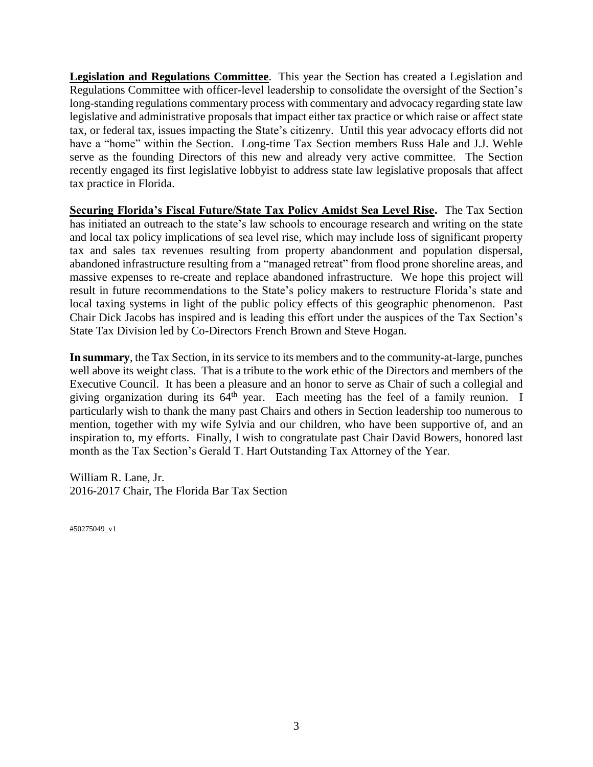**Legislation and Regulations Committee**. This year the Section has created a Legislation and Regulations Committee with officer-level leadership to consolidate the oversight of the Section's long-standing regulations commentary process with commentary and advocacy regarding state law legislative and administrative proposals that impact either tax practice or which raise or affect state tax, or federal tax, issues impacting the State's citizenry. Until this year advocacy efforts did not have a "home" within the Section. Long-time Tax Section members Russ Hale and J.J. Wehle serve as the founding Directors of this new and already very active committee. The Section recently engaged its first legislative lobbyist to address state law legislative proposals that affect tax practice in Florida.

**Securing Florida's Fiscal Future/State Tax Policy Amidst Sea Level Rise.** The Tax Section has initiated an outreach to the state's law schools to encourage research and writing on the state and local tax policy implications of sea level rise, which may include loss of significant property tax and sales tax revenues resulting from property abandonment and population dispersal, abandoned infrastructure resulting from a "managed retreat" from flood prone shoreline areas, and massive expenses to re-create and replace abandoned infrastructure. We hope this project will result in future recommendations to the State's policy makers to restructure Florida's state and local taxing systems in light of the public policy effects of this geographic phenomenon. Past Chair Dick Jacobs has inspired and is leading this effort under the auspices of the Tax Section's State Tax Division led by Co-Directors French Brown and Steve Hogan.

**In summary**, the Tax Section, in its service to its members and to the community-at-large, punches well above its weight class. That is a tribute to the work ethic of the Directors and members of the Executive Council. It has been a pleasure and an honor to serve as Chair of such a collegial and giving organization during its 64th year. Each meeting has the feel of a family reunion. I particularly wish to thank the many past Chairs and others in Section leadership too numerous to mention, together with my wife Sylvia and our children, who have been supportive of, and an inspiration to, my efforts. Finally, I wish to congratulate past Chair David Bowers, honored last month as the Tax Section's Gerald T. Hart Outstanding Tax Attorney of the Year.

William R. Lane, Jr.
2016-2017 Chair, The Florida Bar Tax Section

#50275049_v1